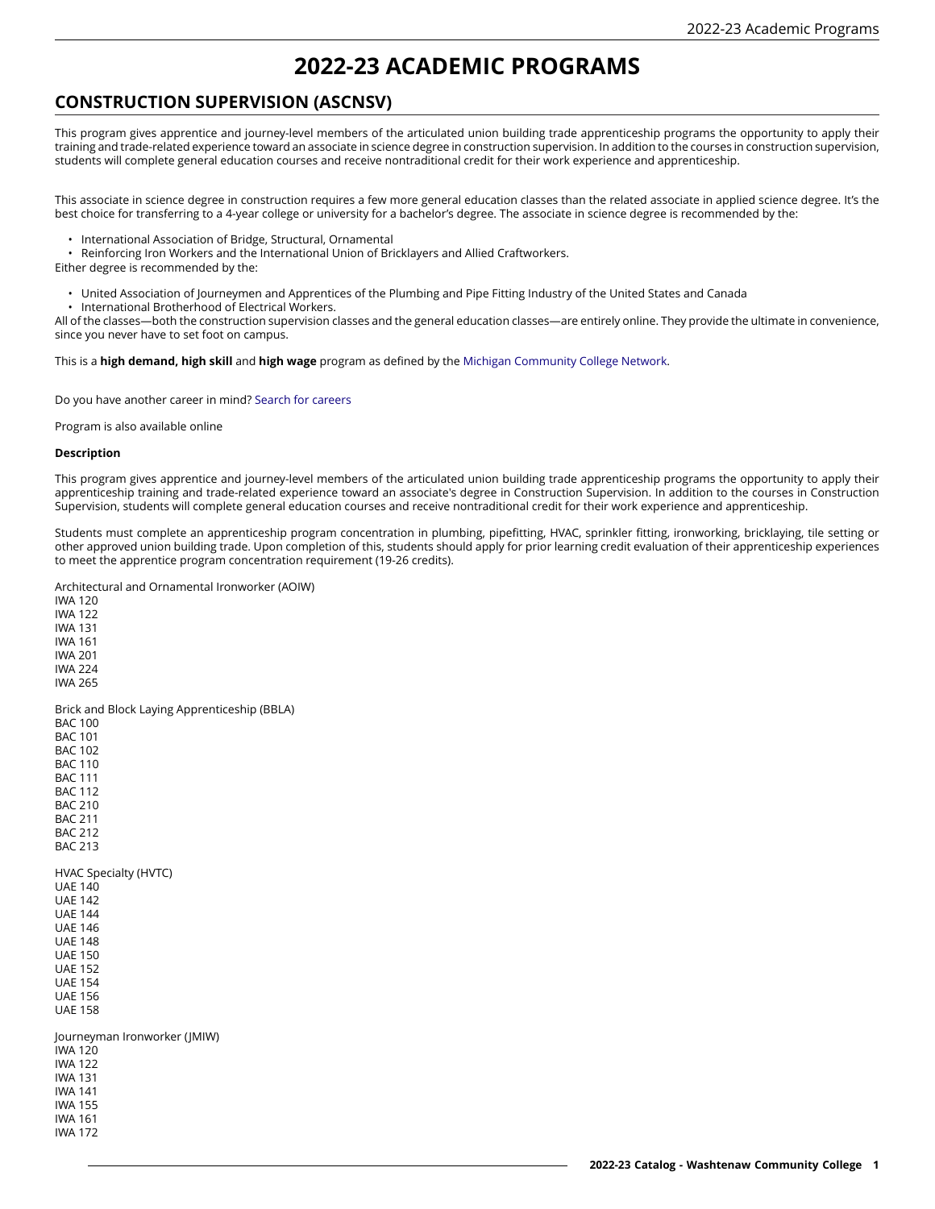# 2022-23 ACADEMIC PROGRAMS

## CONSTRUCTION SUPERVISION (ASCNSV)

This program gives apprentice and journey-level members of the articulated union building trade apprenticeship programs the opportunity to apply their training and trade-related experience toward an associate in science degree in construction supervision. In addition to the courses in construction supervision, students will complete general education courses and receive nontraditional credit for their work experience and apprenticeship.

This associate in science degree in construction requires a few more general education classes than the related associate in applied science degree. It's the best choice for transferring to a 4-year college or university for a bachelor's degree. The associate in science degree is recommended by the:

- International Association of Bridge, Structural, Ornamental
- Reinforcing Iron Workers and the International Union of Bricklayers and Allied Craftworkers.

Either degree is recommended by the:

- United Association of Journeymen and Apprentices of the Plumbing and Pipe Fitting Industry of the United States and Canada
- International Brotherhood of Electrical Workers.

All of the classes—both the construction supervision classes and the general education classes—are entirely online. They provide the ultimate in convenience, since you never have to set foot on campus.

This is a **high demand, high skill** and **high wage** program as defined by the Michigan Community College Network.

Do you have another career in mind? Search for careers

Program is also available online

**Description**

This program gives apprentice and journey-level members of the articulated union building trade apprenticeship programs the opportunity to apply their apprenticeship training and trade-related experience toward an associate's degree in Construction Supervision. In addition to the courses in Construction Supervision, students will complete general education courses and receive nontraditional credit for their work experience and apprenticeship.

Students must complete an apprenticeship program concentration in plumbing, pipefitting, HVAC, sprinkler fitting, ironworking, bricklaying, tile setting or other approved union building trade. Upon completion of this, students should apply for prior learning credit evaluation of their apprenticeship experiences to meet the apprentice program concentration requirement (19-26 credits).

Architectural and Ornamental Ironworker (AOIW)
IWA 120
IWA 122
IWA 131
IWA 161
IWA 201
IWA 224
IWA 265

Brick and Block Laying Apprenticeship (BBLA)
BAC 100
BAC 101
BAC 102
BAC 110
BAC 111
BAC 112
BAC 210
BAC 211
BAC 212
BAC 213

HVAC Specialty (HVTC)
UAE 140
UAE 142
UAE 144
UAE 146
UAE 148
UAE 150
UAE 152
UAE 154
UAE 156
UAE 158

Journeyman Ironworker (JMIW)
IWA 120
IWA 122
IWA 131
IWA 141
IWA 155
IWA 161
IWA 172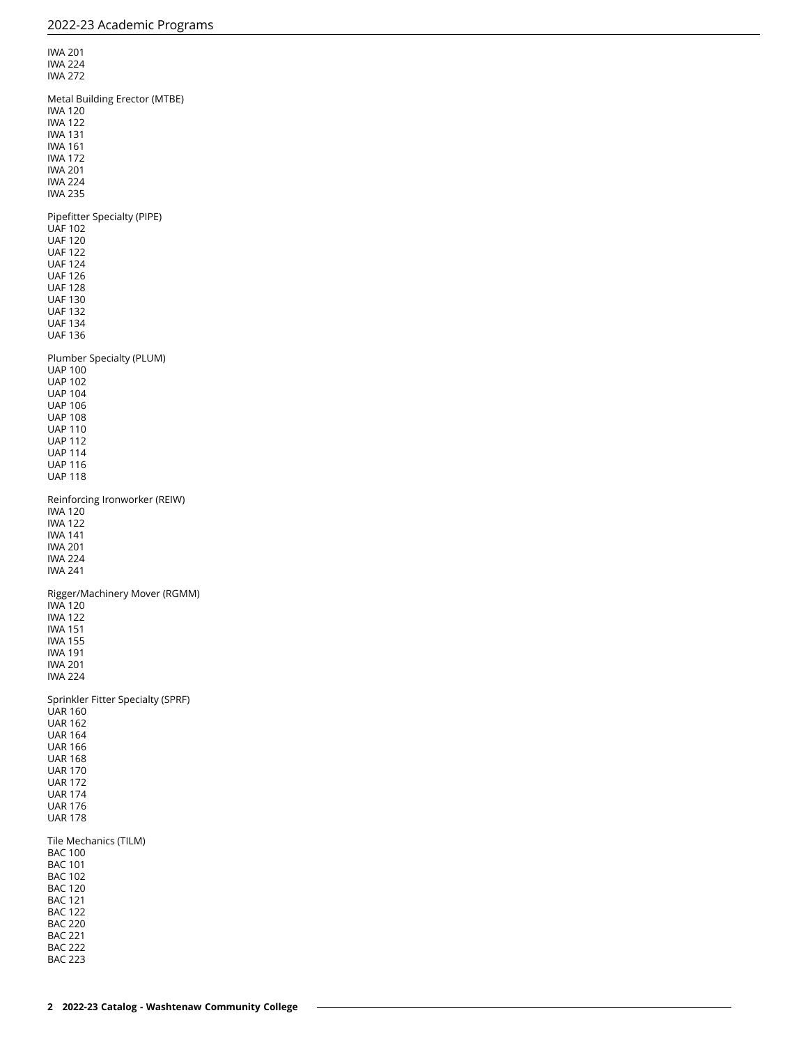IWA 201
IWA 224
IWA 272

Metal Building Erector (MTBE)
IWA 120
IWA 122
IWA 131
IWA 161
IWA 172
IWA 201
IWA 224
IWA 235

Pipefitter Specialty (PIPE)
UAF 102
UAF 120
UAF 122
UAF 124
UAF 126
UAF 128
UAF 130
UAF 132
UAF 134
UAF 136

Plumber Specialty (PLUM)
UAP 100
UAP 102
UAP 104
UAP 106
UAP 108
UAP 110
UAP 112
UAP 114
UAP 116
UAP 118

Reinforcing Ironworker (REIW)
IWA 120
IWA 122
IWA 141
IWA 201
IWA 224
IWA 241

Rigger/Machinery Mover (RGMM)
IWA 120
IWA 122
IWA 151
IWA 155
IWA 191
IWA 201
IWA 224

Sprinkler Fitter Specialty (SPRF)
UAR 160
UAR 162
UAR 164
UAR 166
UAR 168
UAR 170
UAR 172
UAR 174
UAR 176
UAR 178

Tile Mechanics (TILM)
BAC 100
BAC 101
BAC 102
BAC 120
BAC 121
BAC 122
BAC 220
BAC 221
BAC 222
BAC 223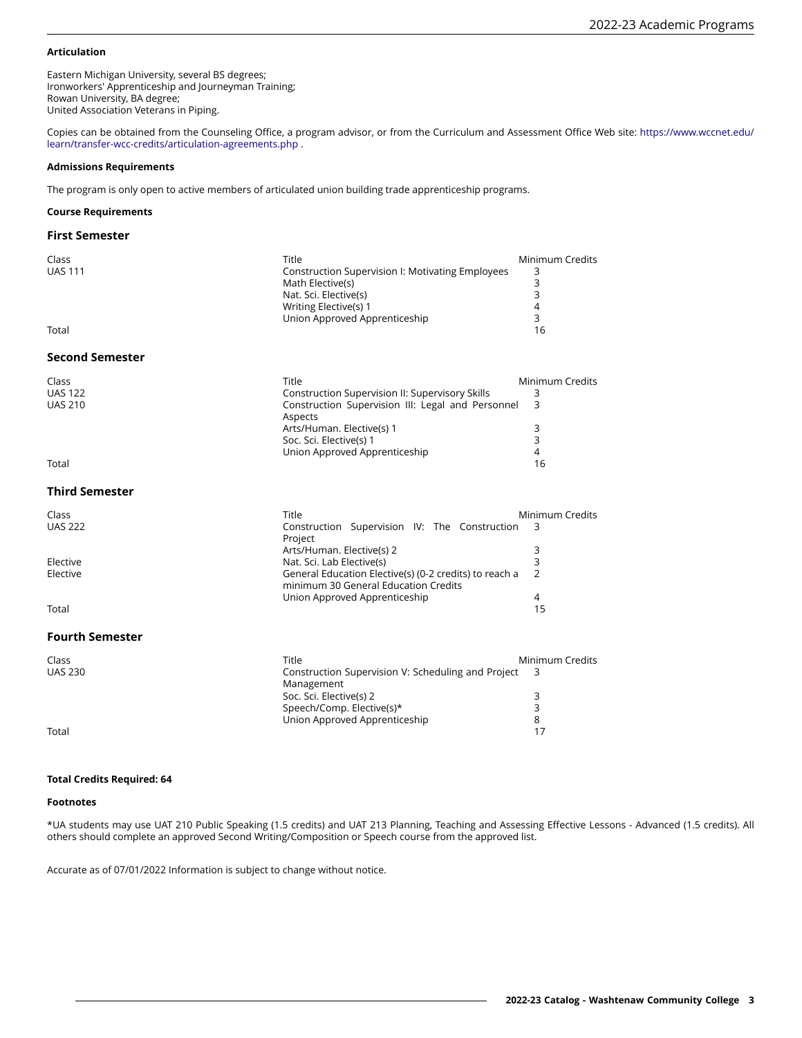**Articulation**

Eastern Michigan University, several BS degrees;
Ironworkers' Apprenticeship and Journeyman Training;
Rowan University, BA degree;
United Association Veterans in Piping.

Copies can be obtained from the Counseling Office, a program advisor, or from the Curriculum and Assessment Office Web site: https://www.wccnet.edu/learn/transfer-wcc-credits/articulation-agreements.php .

**Admissions Requirements**

The program is only open to active members of articulated union building trade apprenticeship programs.

**Course Requirements**

### First Semester

| Class | Title | Minimum Credits |
|---|---|---|
| UAS 111 | Construction Supervision I: Motivating Employees | 3 |
| | Math Elective(s) | 3 |
| | Nat. Sci. Elective(s) | 3 |
| | Writing Elective(s) 1 | 4 |
| | Union Approved Apprenticeship | 3 |
| Total | | 16 |

### Second Semester

| Class | Title | Minimum Credits |
|---|---|---|
| UAS 122 | Construction Supervision II: Supervisory Skills | 3 |
| UAS 210 | Construction Supervision III: Legal and Personnel Aspects | 3 |
| | Arts/Human. Elective(s) 1 | 3 |
| | Soc. Sci. Elective(s) 1 | 3 |
| | Union Approved Apprenticeship | 4 |
| Total | | 16 |

### Third Semester

| Class | Title | Minimum Credits |
|---|---|---|
| UAS 222 | Construction Supervision IV: The Construction Project | 3 |
| | Arts/Human. Elective(s) 2 | 3 |
| Elective | Nat. Sci. Lab Elective(s) | 3 |
| Elective | General Education Elective(s) (0-2 credits) to reach a minimum 30 General Education Credits | 2 |
| | Union Approved Apprenticeship | 4 |
| Total | | 15 |

### Fourth Semester

| Class | Title | Minimum Credits |
|---|---|---|
| UAS 230 | Construction Supervision V: Scheduling and Project Management | 3 |
| | Soc. Sci. Elective(s) 2 | 3 |
| | Speech/Comp. Elective(s)* | 3 |
| | Union Approved Apprenticeship | 8 |
| Total | | 17 |

**Total Credits Required: 64**

**Footnotes**

*UA students may use UAT 210 Public Speaking (1.5 credits) and UAT 213 Planning, Teaching and Assessing Effective Lessons - Advanced (1.5 credits). All others should complete an approved Second Writing/Composition or Speech course from the approved list.

Accurate as of 07/01/2022 Information is subject to change without notice.